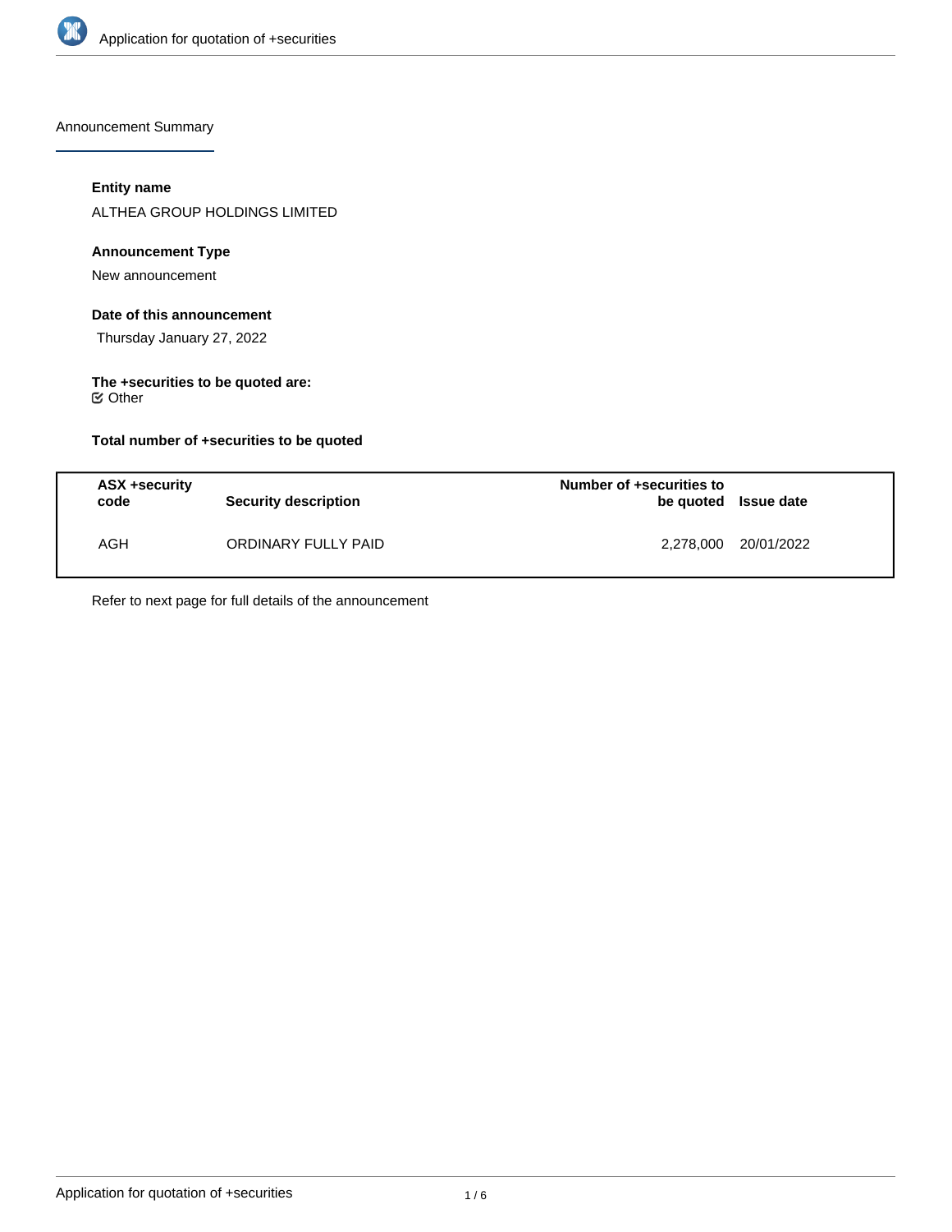## Announcement Summary

**Entity name**

ALTHEA GROUP HOLDINGS LIMITED

**Announcement Type**

New announcement

**Date of this announcement**

Thursday January 27, 2022

**The +securities to be quoted are:**

☑ Other

**Total number of +securities to be quoted**

| ASX +security code | Security description | Number of +securities to be quoted | Issue date |
|---|---|---|---|
| AGH | ORDINARY FULLY PAID | 2,278,000 | 20/01/2022 |

Refer to next page for full details of the announcement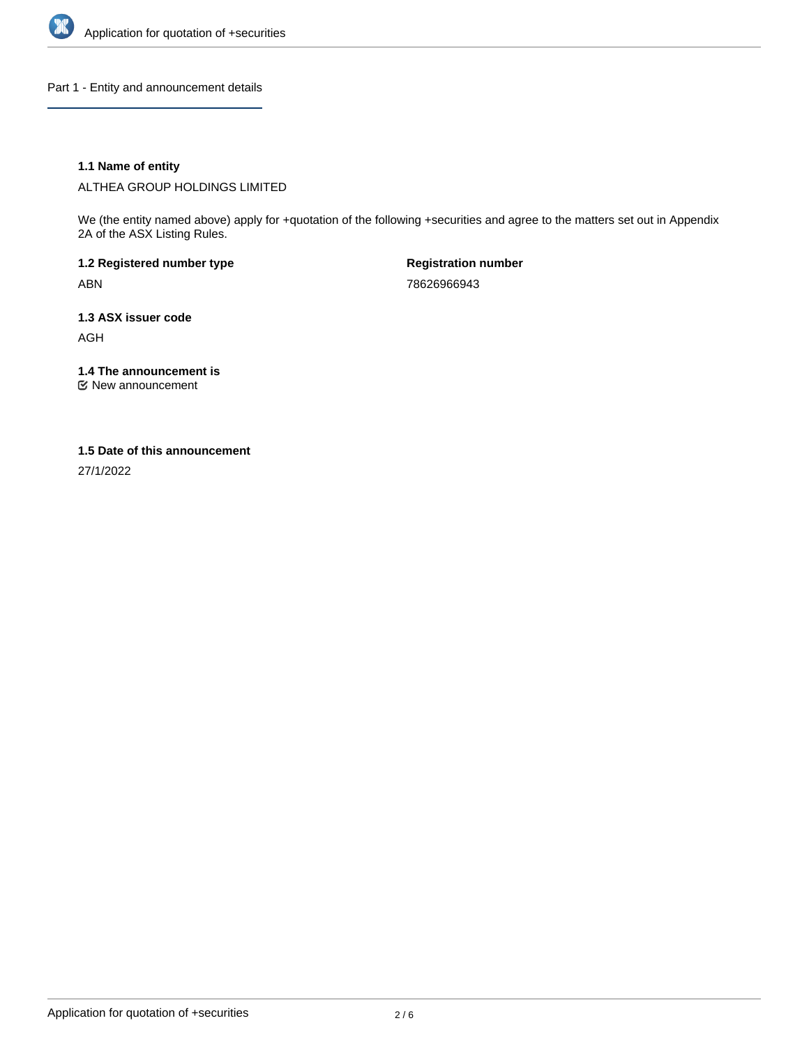## Part 1 - Entity and announcement details

### 1.1 Name of entity

ALTHEA GROUP HOLDINGS LIMITED

We (the entity named above) apply for +quotation of the following +securities and agree to the matters set out in Appendix 2A of the ASX Listing Rules.

**1.2 Registered number type**

ABN

**Registration number**

78626966943

### 1.3 ASX issuer code

AGH

### 1.4 The announcement is

☑ New announcement

### 1.5 Date of this announcement

27/1/2022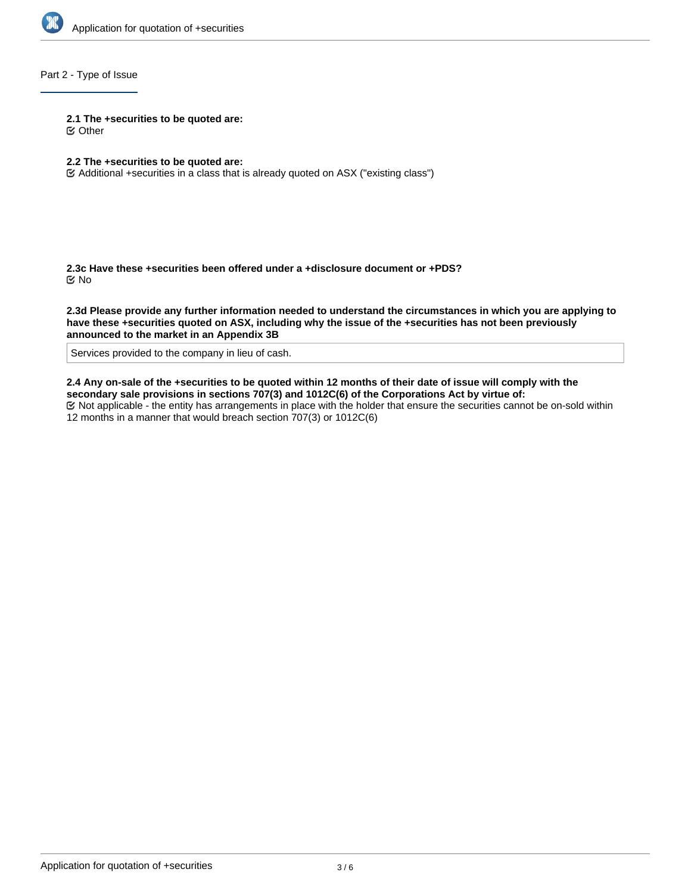## Part 2 - Type of Issue

**2.1 The +securities to be quoted are:**

☑ Other

**2.2 The +securities to be quoted are:**

☑ Additional +securities in a class that is already quoted on ASX ("existing class")

**2.3c Have these +securities been offered under a +disclosure document or +PDS?**

☑ No

**2.3d Please provide any further information needed to understand the circumstances in which you are applying to have these +securities quoted on ASX, including why the issue of the +securities has not been previously announced to the market in an Appendix 3B**

Services provided to the company in lieu of cash.

**2.4 Any on-sale of the +securities to be quoted within 12 months of their date of issue will comply with the secondary sale provisions in sections 707(3) and 1012C(6) of the Corporations Act by virtue of:**

☑ Not applicable - the entity has arrangements in place with the holder that ensure the securities cannot be on-sold within 12 months in a manner that would breach section 707(3) or 1012C(6)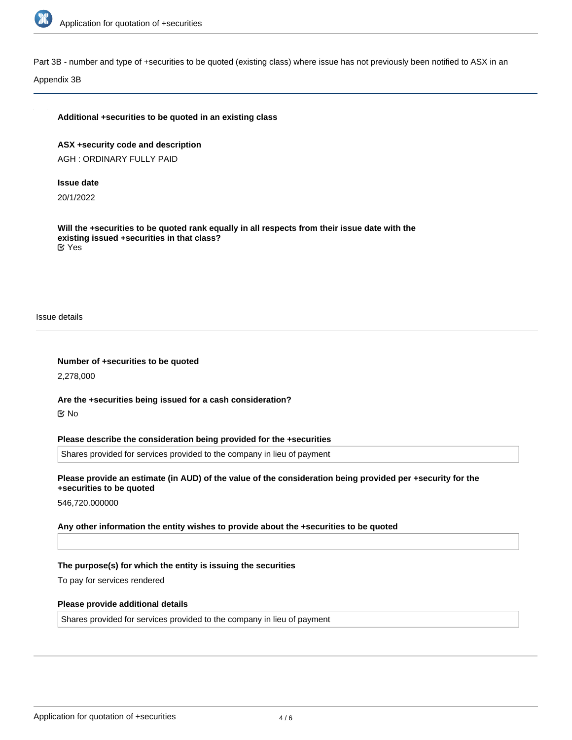Part 3B - number and type of +securities to be quoted (existing class) where issue has not previously been notified to ASX in an Appendix 3B

**Additional +securities to be quoted in an existing class**

**ASX +security code and description**

AGH : ORDINARY FULLY PAID

**Issue date**

20/1/2022

**Will the +securities to be quoted rank equally in all respects from their issue date with the existing issued +securities in that class?**

☑ Yes

Issue details

**Number of +securities to be quoted**

2,278,000

**Are the +securities being issued for a cash consideration?**

☑ No

**Please describe the consideration being provided for the +securities**

Shares provided for services provided to the company in lieu of payment

**Please provide an estimate (in AUD) of the value of the consideration being provided per +security for the +securities to be quoted**

546,720.000000

**Any other information the entity wishes to provide about the +securities to be quoted**

**The purpose(s) for which the entity is issuing the securities**

To pay for services rendered

**Please provide additional details**

Shares provided for services provided to the company in lieu of payment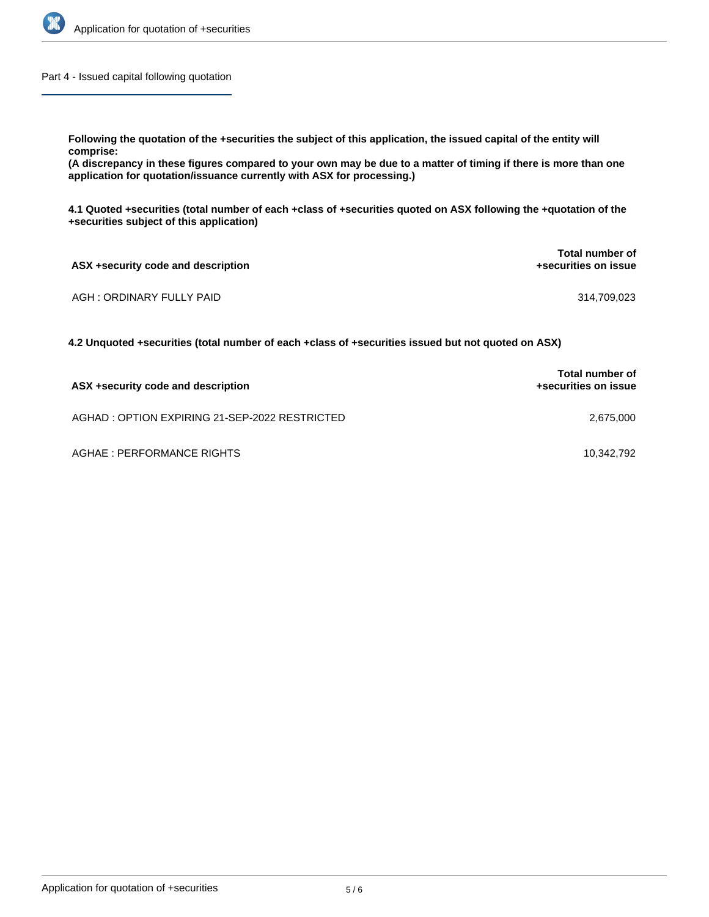## Part 4 - Issued capital following quotation

**Following the quotation of the +securities the subject of this application, the issued capital of the entity will comprise:**
**(A discrepancy in these figures compared to your own may be due to a matter of timing if there is more than one application for quotation/issuance currently with ASX for processing.)**

**4.1 Quoted +securities (total number of each +class of +securities quoted on ASX following the +quotation of the +securities subject of this application)**

| ASX +security code and description | Total number of +securities on issue |
| --- | --- |
| AGH : ORDINARY FULLY PAID | 314,709,023 |

**4.2 Unquoted +securities (total number of each +class of +securities issued but not quoted on ASX)**

| ASX +security code and description | Total number of +securities on issue |
| --- | --- |
| AGHAD : OPTION EXPIRING 21-SEP-2022 RESTRICTED | 2,675,000 |
| AGHAE : PERFORMANCE RIGHTS | 10,342,792 |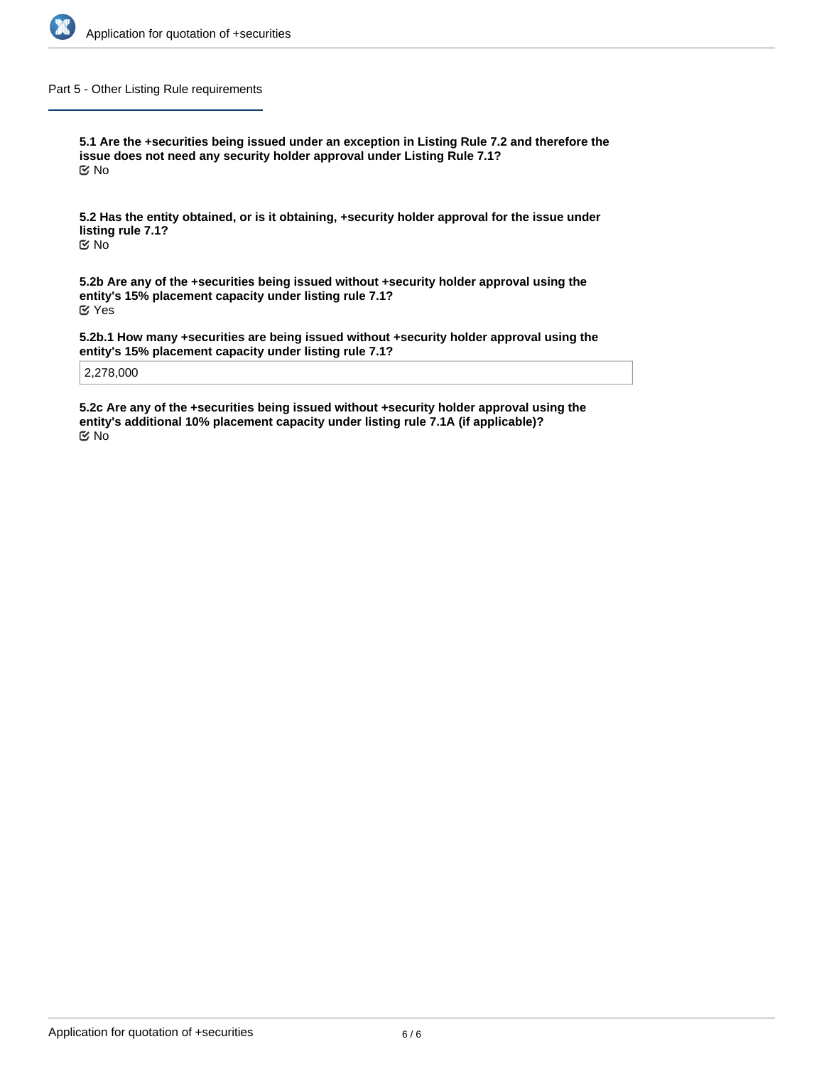## Part 5 - Other Listing Rule requirements

**5.1 Are the +securities being issued under an exception in Listing Rule 7.2 and therefore the issue does not need any security holder approval under Listing Rule 7.1?**

No

**5.2 Has the entity obtained, or is it obtaining, +security holder approval for the issue under listing rule 7.1?**

No

**5.2b Are any of the +securities being issued without +security holder approval using the entity's 15% placement capacity under listing rule 7.1?**

Yes

**5.2b.1 How many +securities are being issued without +security holder approval using the entity's 15% placement capacity under listing rule 7.1?**

2,278,000

**5.2c Are any of the +securities being issued without +security holder approval using the entity's additional 10% placement capacity under listing rule 7.1A (if applicable)?**

No